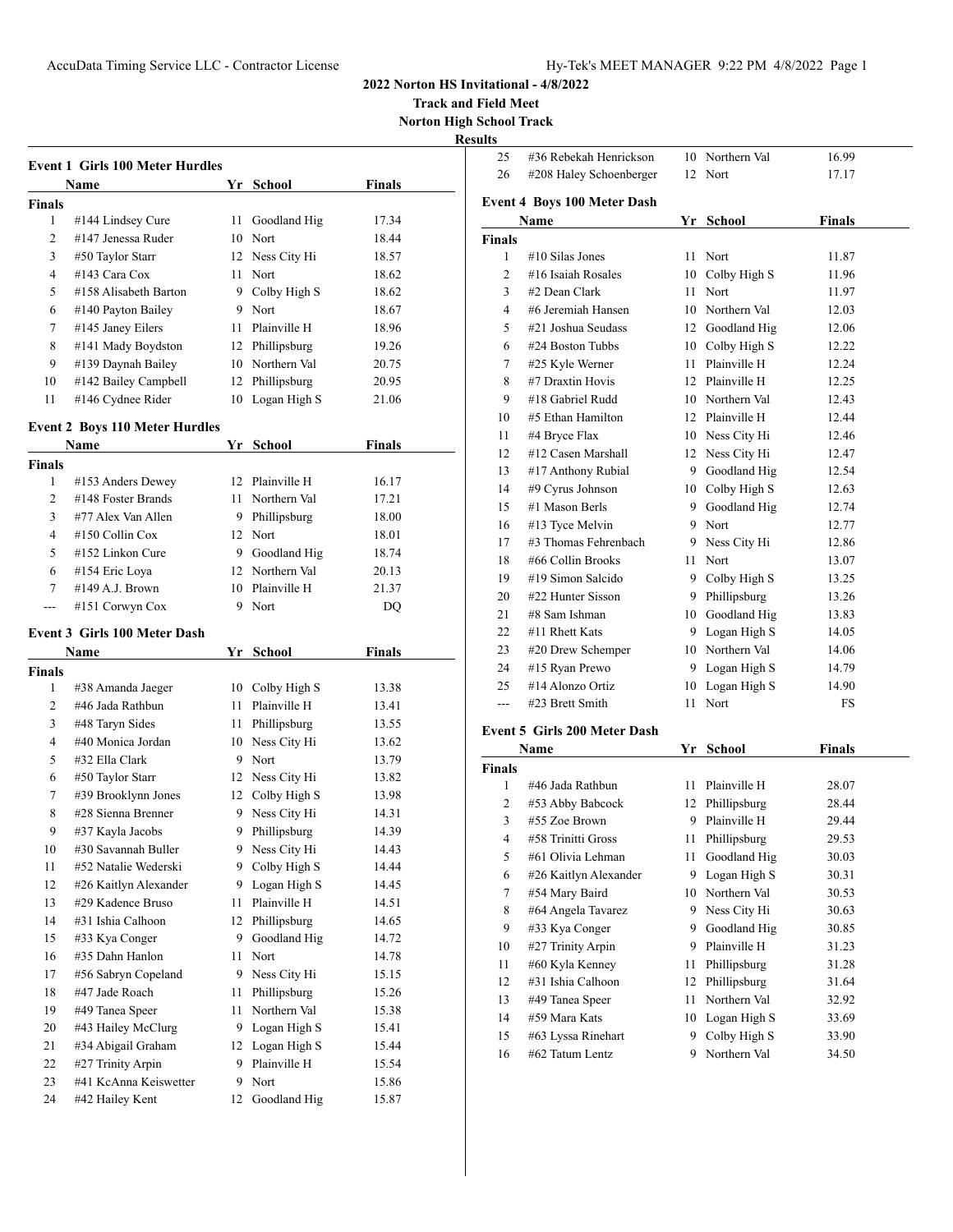# 2022 Norton HS Invitational - 4/8/2022

**Track and Field Meet**

**Norton High School Track**

**Results**

### Event 1 Girls 100 Meter Hurdles

| | Name | Yr | School | Finals |
|---|---|---|---|---|
| **Finals** | | | | |
| 1 | #144 Lindsey Cure | 11 | Goodland Hig | 17.34 |
| 2 | #147 Jenessa Ruder | 10 | Nort | 18.44 |
| 3 | #50 Taylor Starr | 12 | Ness City Hi | 18.57 |
| 4 | #143 Cara Cox | 11 | Nort | 18.62 |
| 5 | #158 Alisabeth Barton | 9 | Colby High S | 18.62 |
| 6 | #140 Payton Bailey | 9 | Nort | 18.67 |
| 7 | #145 Janey Eilers | 11 | Plainville H | 18.96 |
| 8 | #141 Mady Boydston | 12 | Phillipsburg | 19.26 |
| 9 | #139 Daynah Bailey | 10 | Northern Val | 20.75 |
| 10 | #142 Bailey Campbell | 12 | Phillipsburg | 20.95 |
| 11 | #146 Cydnee Rider | 10 | Logan High S | 21.06 |

### Event 2 Boys 110 Meter Hurdles

| | Name | Yr | School | Finals |
|---|---|---|---|---|
| **Finals** | | | | |
| 1 | #153 Anders Dewey | 12 | Plainville H | 16.17 |
| 2 | #148 Foster Brands | 11 | Northern Val | 17.21 |
| 3 | #77 Alex Van Allen | 9 | Phillipsburg | 18.00 |
| 4 | #150 Collin Cox | 12 | Nort | 18.01 |
| 5 | #152 Linkon Cure | 9 | Goodland Hig | 18.74 |
| 6 | #154 Eric Loya | 12 | Northern Val | 20.13 |
| 7 | #149 A.J. Brown | 10 | Plainville H | 21.37 |
| --- | #151 Corwyn Cox | 9 | Nort | DQ |

### Event 3 Girls 100 Meter Dash

| | Name | Yr | School | Finals |
|---|---|---|---|---|
| **Finals** | | | | |
| 1 | #38 Amanda Jaeger | 10 | Colby High S | 13.38 |
| 2 | #46 Jada Rathbun | 11 | Plainville H | 13.41 |
| 3 | #48 Taryn Sides | 11 | Phillipsburg | 13.55 |
| 4 | #40 Monica Jordan | 10 | Ness City Hi | 13.62 |
| 5 | #32 Ella Clark | 9 | Nort | 13.79 |
| 6 | #50 Taylor Starr | 12 | Ness City Hi | 13.82 |
| 7 | #39 Brooklynn Jones | 12 | Colby High S | 13.98 |
| 8 | #28 Sienna Brenner | 9 | Ness City Hi | 14.31 |
| 9 | #37 Kayla Jacobs | 9 | Phillipsburg | 14.39 |
| 10 | #30 Savannah Buller | 9 | Ness City Hi | 14.43 |
| 11 | #52 Natalie Wederski | 9 | Colby High S | 14.44 |
| 12 | #26 Kaitlyn Alexander | 9 | Logan High S | 14.45 |
| 13 | #29 Kadence Bruso | 11 | Plainville H | 14.51 |
| 14 | #31 Ishia Calhoon | 12 | Phillipsburg | 14.65 |
| 15 | #33 Kya Conger | 9 | Goodland Hig | 14.72 |
| 16 | #35 Dahn Hanlon | 11 | Nort | 14.78 |
| 17 | #56 Sabryn Copeland | 9 | Ness City Hi | 15.15 |
| 18 | #47 Jade Roach | 11 | Phillipsburg | 15.26 |
| 19 | #49 Tanea Speer | 11 | Northern Val | 15.38 |
| 20 | #43 Hailey McClurg | 9 | Logan High S | 15.41 |
| 21 | #34 Abigail Graham | 12 | Logan High S | 15.44 |
| 22 | #27 Trinity Arpin | 9 | Plainville H | 15.54 |
| 23 | #41 KcAnna Keiswetter | 9 | Nort | 15.86 |
| 24 | #42 Hailey Kent | 12 | Goodland Hig | 15.87 |
| 25 | #36 Rebekah Henrickson | 10 | Northern Val | 16.99 |
| 26 | #208 Haley Schoenberger | 12 | Nort | 17.17 |

### Event 4 Boys 100 Meter Dash

| | Name | Yr | School | Finals |
|---|---|---|---|---|
| **Finals** | | | | |
| 1 | #10 Silas Jones | 11 | Nort | 11.87 |
| 2 | #16 Isaiah Rosales | 10 | Colby High S | 11.96 |
| 3 | #2 Dean Clark | 11 | Nort | 11.97 |
| 4 | #6 Jeremiah Hansen | 10 | Northern Val | 12.03 |
| 5 | #21 Joshua Seudass | 12 | Goodland Hig | 12.06 |
| 6 | #24 Boston Tubbs | 10 | Colby High S | 12.22 |
| 7 | #25 Kyle Werner | 11 | Plainville H | 12.24 |
| 8 | #7 Draxtin Hovis | 12 | Plainville H | 12.25 |
| 9 | #18 Gabriel Rudd | 10 | Northern Val | 12.43 |
| 10 | #5 Ethan Hamilton | 12 | Plainville H | 12.44 |
| 11 | #4 Bryce Flax | 10 | Ness City Hi | 12.46 |
| 12 | #12 Casen Marshall | 12 | Ness City Hi | 12.47 |
| 13 | #17 Anthony Rubial | 9 | Goodland Hig | 12.54 |
| 14 | #9 Cyrus Johnson | 10 | Colby High S | 12.63 |
| 15 | #1 Mason Berls | 9 | Goodland Hig | 12.74 |
| 16 | #13 Tyce Melvin | 9 | Nort | 12.77 |
| 17 | #3 Thomas Fehrenbach | 9 | Ness City Hi | 12.86 |
| 18 | #66 Collin Brooks | 11 | Nort | 13.07 |
| 19 | #19 Simon Salcido | 9 | Colby High S | 13.25 |
| 20 | #22 Hunter Sisson | 9 | Phillipsburg | 13.26 |
| 21 | #8 Sam Ishman | 10 | Goodland Hig | 13.83 |
| 22 | #11 Rhett Kats | 9 | Logan High S | 14.05 |
| 23 | #20 Drew Schemper | 10 | Northern Val | 14.06 |
| 24 | #15 Ryan Prewo | 9 | Logan High S | 14.79 |
| 25 | #14 Alonzo Ortiz | 10 | Logan High S | 14.90 |
| --- | #23 Brett Smith | 11 | Nort | FS |

### Event 5 Girls 200 Meter Dash

| | Name | Yr | School | Finals |
|---|---|---|---|---|
| **Finals** | | | | |
| 1 | #46 Jada Rathbun | 11 | Plainville H | 28.07 |
| 2 | #53 Abby Babcock | 12 | Phillipsburg | 28.44 |
| 3 | #55 Zoe Brown | 9 | Plainville H | 29.44 |
| 4 | #58 Trinitti Gross | 11 | Phillipsburg | 29.53 |
| 5 | #61 Olivia Lehman | 11 | Goodland Hig | 30.03 |
| 6 | #26 Kaitlyn Alexander | 9 | Logan High S | 30.31 |
| 7 | #54 Mary Baird | 10 | Northern Val | 30.53 |
| 8 | #64 Angela Tavarez | 9 | Ness City Hi | 30.63 |
| 9 | #33 Kya Conger | 9 | Goodland Hig | 30.85 |
| 10 | #27 Trinity Arpin | 9 | Plainville H | 31.23 |
| 11 | #60 Kyla Kenney | 11 | Phillipsburg | 31.28 |
| 12 | #31 Ishia Calhoon | 12 | Phillipsburg | 31.64 |
| 13 | #49 Tanea Speer | 11 | Northern Val | 32.92 |
| 14 | #59 Mara Kats | 10 | Logan High S | 33.69 |
| 15 | #63 Lyssa Rinehart | 9 | Colby High S | 33.90 |
| 16 | #62 Tatum Lentz | 9 | Northern Val | 34.50 |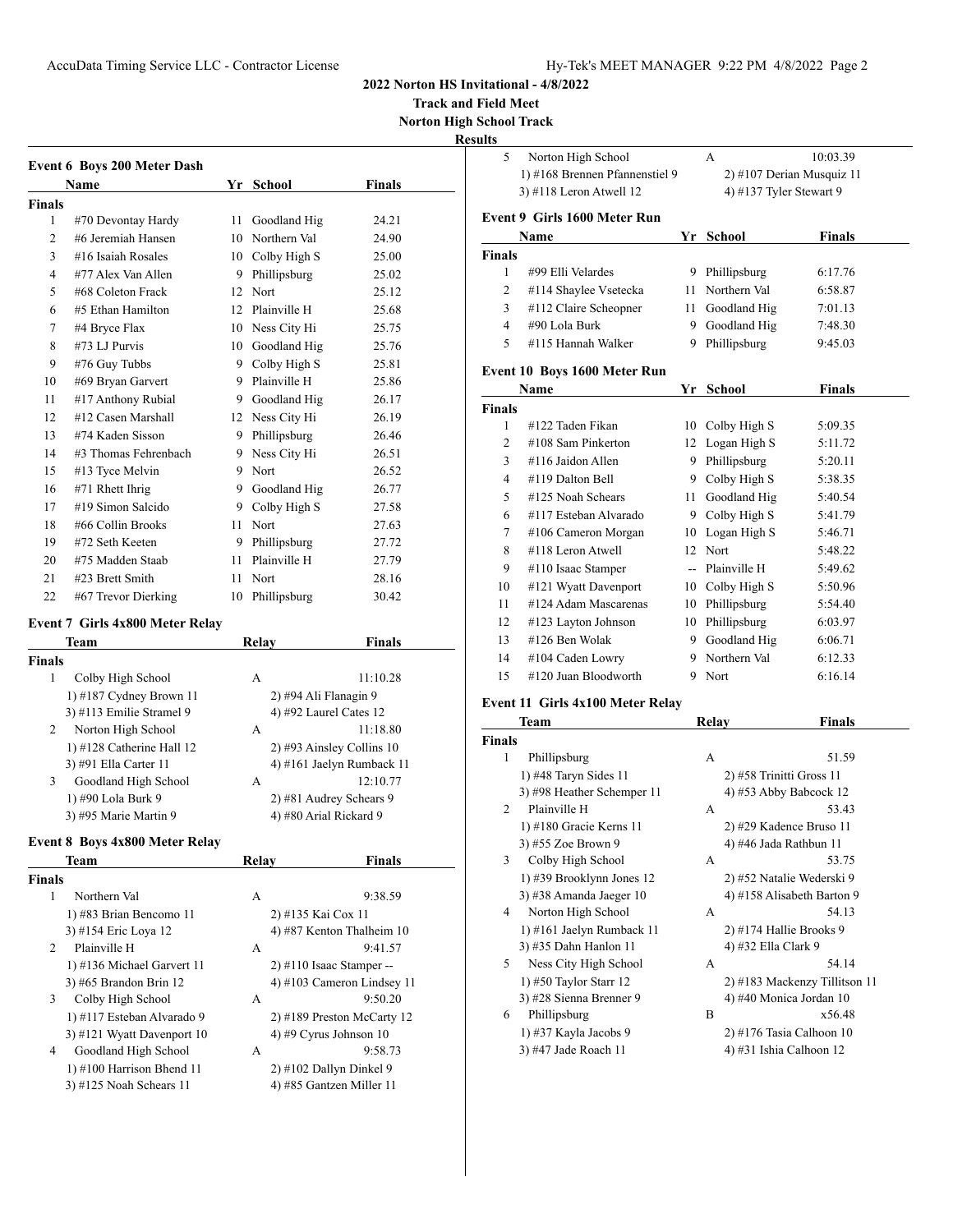# 2022 Norton HS Invitational - 4/8/2022

**Track and Field Meet**

**Norton High School Track**

**Results**

### Event 6 Boys 200 Meter Dash

| | Name | Yr | School | Finals |
|---|---|---|---|---|
| **Finals** | | | | |
| 1 | #70 Devontay Hardy | 11 | Goodland Hig | 24.21 |
| 2 | #6 Jeremiah Hansen | 10 | Northern Val | 24.90 |
| 3 | #16 Isaiah Rosales | 10 | Colby High S | 25.00 |
| 4 | #77 Alex Van Allen | 9 | Phillipsburg | 25.02 |
| 5 | #68 Coleton Frack | 12 | Nort | 25.12 |
| 6 | #5 Ethan Hamilton | 12 | Plainville H | 25.68 |
| 7 | #4 Bryce Flax | 10 | Ness City Hi | 25.75 |
| 8 | #73 LJ Purvis | 10 | Goodland Hig | 25.76 |
| 9 | #76 Guy Tubbs | 9 | Colby High S | 25.81 |
| 10 | #69 Bryan Garvert | 9 | Plainville H | 25.86 |
| 11 | #17 Anthony Rubial | 9 | Goodland Hig | 26.17 |
| 12 | #12 Casen Marshall | 12 | Ness City Hi | 26.19 |
| 13 | #74 Kaden Sisson | 9 | Phillipsburg | 26.46 |
| 14 | #3 Thomas Fehrenbach | 9 | Ness City Hi | 26.51 |
| 15 | #13 Tyce Melvin | 9 | Nort | 26.52 |
| 16 | #71 Rhett Ihrig | 9 | Goodland Hig | 26.77 |
| 17 | #19 Simon Salcido | 9 | Colby High S | 27.58 |
| 18 | #66 Collin Brooks | 11 | Nort | 27.63 |
| 19 | #72 Seth Keeten | 9 | Phillipsburg | 27.72 |
| 20 | #75 Madden Staab | 11 | Plainville H | 27.79 |
| 21 | #23 Brett Smith | 11 | Nort | 28.16 |
| 22 | #67 Trevor Dierking | 10 | Phillipsburg | 30.42 |

### Event 7 Girls 4x800 Meter Relay

| | Team | Relay | Finals |
|---|---|---|---|
| **Finals** | | | |
| 1 | Colby High School | A | 11:10.28 |
| | 1) #187 Cydney Brown 11 | 2) #94 Ali Flanagin 9 | |
| | 3) #113 Emilie Stramel 9 | 4) #92 Laurel Cates 12 | |
| 2 | Norton High School | A | 11:18.80 |
| | 1) #128 Catherine Hall 12 | 2) #93 Ainsley Collins 10 | |
| | 3) #91 Ella Carter 11 | 4) #161 Jaelyn Rumback 11 | |
| 3 | Goodland High School | A | 12:10.77 |
| | 1) #90 Lola Burk 9 | 2) #81 Audrey Schears 9 | |
| | 3) #95 Marie Martin 9 | 4) #80 Arial Rickard 9 | |

### Event 8 Boys 4x800 Meter Relay

| | Team | Relay | Finals |
|---|---|---|---|
| **Finals** | | | |
| 1 | Northern Val | A | 9:38.59 |
| | 1) #83 Brian Bencomo 11 | 2) #135 Kai Cox 11 | |
| | 3) #154 Eric Loya 12 | 4) #87 Kenton Thalheim 10 | |
| 2 | Plainville H | A | 9:41.57 |
| | 1) #136 Michael Garvert 11 | 2) #110 Isaac Stamper -- | |
| | 3) #65 Brandon Brin 12 | 4) #103 Cameron Lindsey 11 | |
| 3 | Colby High School | A | 9:50.20 |
| | 1) #117 Esteban Alvarado 9 | 2) #189 Preston McCarty 12 | |
| | 3) #121 Wyatt Davenport 10 | 4) #9 Cyrus Johnson 10 | |
| 4 | Goodland High School | A | 9:58.73 |
| | 1) #100 Harrison Bhend 11 | 2) #102 Dallyn Dinkel 9 | |
| | 3) #125 Noah Schears 11 | 4) #85 Gantzen Miller 11 | |
| 5 | Norton High School | A | 10:03.39 |
| | 1) #168 Brennen Pfannenstiel 9 | 2) #107 Derian Musquiz 11 | |
| | 3) #118 Leron Atwell 12 | 4) #137 Tyler Stewart 9 | |

### Event 9 Girls 1600 Meter Run

| | Name | Yr | School | Finals |
|---|---|---|---|---|
| **Finals** | | | | |
| 1 | #99 Elli Velardes | 9 | Phillipsburg | 6:17.76 |
| 2 | #114 Shaylee Vsetecka | 11 | Northern Val | 6:58.87 |
| 3 | #112 Claire Scheopner | 11 | Goodland Hig | 7:01.13 |
| 4 | #90 Lola Burk | 9 | Goodland Hig | 7:48.30 |
| 5 | #115 Hannah Walker | 9 | Phillipsburg | 9:45.03 |

### Event 10 Boys 1600 Meter Run

| | Name | Yr | School | Finals |
|---|---|---|---|---|
| **Finals** | | | | |
| 1 | #122 Taden Fikan | 10 | Colby High S | 5:09.35 |
| 2 | #108 Sam Pinkerton | 12 | Logan High S | 5:11.72 |
| 3 | #116 Jaidon Allen | 9 | Phillipsburg | 5:20.11 |
| 4 | #119 Dalton Bell | 9 | Colby High S | 5:38.35 |
| 5 | #125 Noah Schears | 11 | Goodland Hig | 5:40.54 |
| 6 | #117 Esteban Alvarado | 9 | Colby High S | 5:41.79 |
| 7 | #106 Cameron Morgan | 10 | Logan High S | 5:46.71 |
| 8 | #118 Leron Atwell | 12 | Nort | 5:48.22 |
| 9 | #110 Isaac Stamper | -- | Plainville H | 5:49.62 |
| 10 | #121 Wyatt Davenport | 10 | Colby High S | 5:50.96 |
| 11 | #124 Adam Mascarenas | 10 | Phillipsburg | 5:54.40 |
| 12 | #123 Layton Johnson | 10 | Phillipsburg | 6:03.97 |
| 13 | #126 Ben Wolak | 9 | Goodland Hig | 6:06.71 |
| 14 | #104 Caden Lowry | 9 | Northern Val | 6:12.33 |
| 15 | #120 Juan Bloodworth | 9 | Nort | 6:16.14 |

### Event 11 Girls 4x100 Meter Relay

| | Team | Relay | Finals |
|---|---|---|---|
| **Finals** | | | |
| 1 | Phillipsburg | A | 51.59 |
| | 1) #48 Taryn Sides 11 | 2) #58 Trinitti Gross 11 | |
| | 3) #98 Heather Schemper 11 | 4) #53 Abby Babcock 12 | |
| 2 | Plainville H | A | 53.43 |
| | 1) #180 Gracie Kerns 11 | 2) #29 Kadence Bruso 11 | |
| | 3) #55 Zoe Brown 9 | 4) #46 Jada Rathbun 11 | |
| 3 | Colby High School | A | 53.75 |
| | 1) #39 Brooklynn Jones 12 | 2) #52 Natalie Wederski 9 | |
| | 3) #38 Amanda Jaeger 10 | 4) #158 Alisabeth Barton 9 | |
| 4 | Norton High School | A | 54.13 |
| | 1) #161 Jaelyn Rumback 11 | 2) #174 Hallie Brooks 9 | |
| | 3) #35 Dahn Hanlon 11 | 4) #32 Ella Clark 9 | |
| 5 | Ness City High School | A | 54.14 |
| | 1) #50 Taylor Starr 12 | 2) #183 Mackenzy Tillitson 11 | |
| | 3) #28 Sienna Brenner 9 | 4) #40 Monica Jordan 10 | |
| 6 | Phillipsburg | B | x56.48 |
| | 1) #37 Kayla Jacobs 9 | 2) #176 Tasia Calhoon 10 | |
| | 3) #47 Jade Roach 11 | 4) #31 Ishia Calhoon 12 | |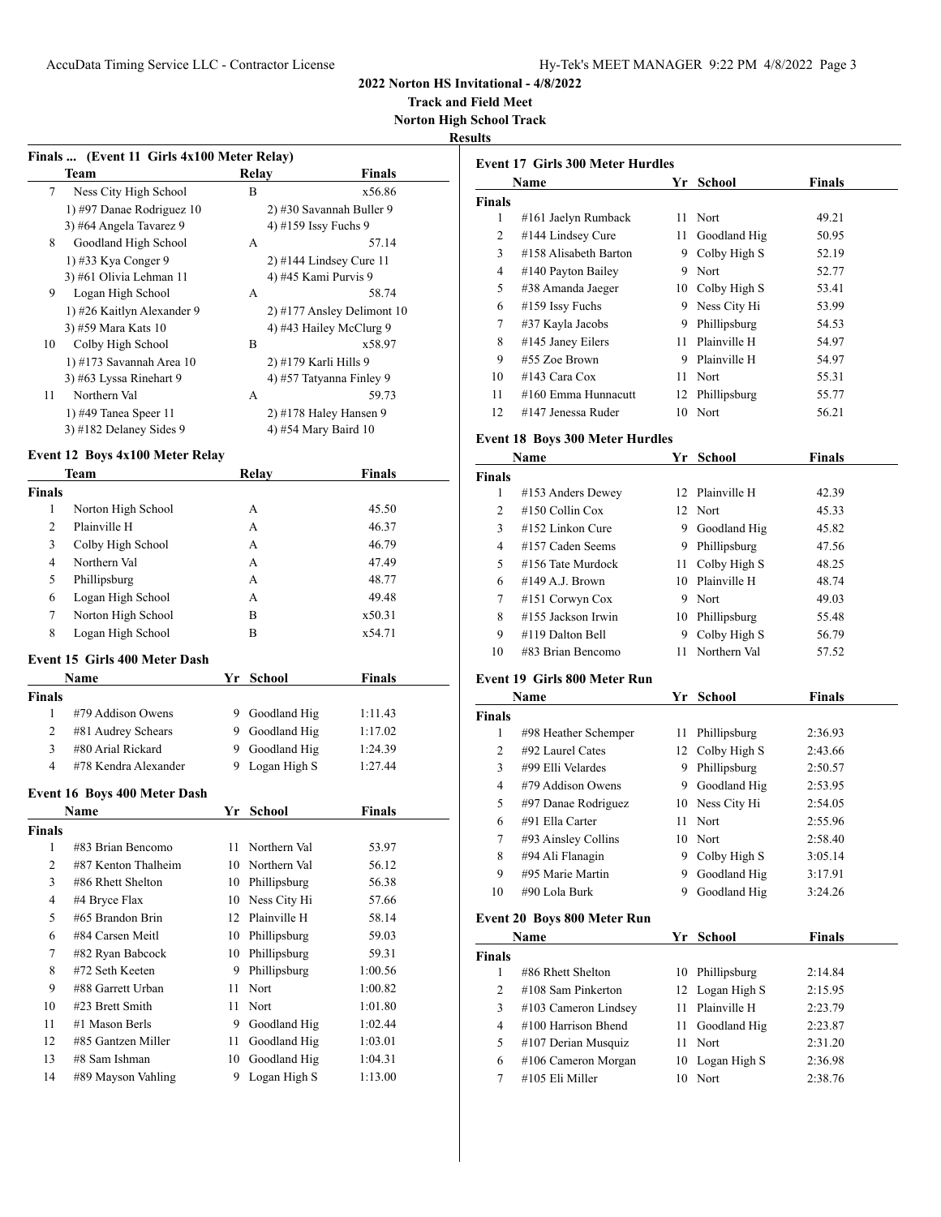**2022 Norton HS Invitational - 4/8/2022**
**Track and Field Meet**
**Norton High School Track**
**Results**

### Finals ... (Event 11 Girls 4x100 Meter Relay)

| | Team | Relay | Finals |
|---|---|---|---|
| 7 | Ness City High School | B | x56.86 |
| | 1) #97 Danae Rodriguez 10 | 2) #30 Savannah Buller 9 | |
| | 3) #64 Angela Tavarez 9 | 4) #159 Issy Fuchs 9 | |
| 8 | Goodland High School | A | 57.14 |
| | 1) #33 Kya Conger 9 | 2) #144 Lindsey Cure 11 | |
| | 3) #61 Olivia Lehman 11 | 4) #45 Kami Purvis 9 | |
| 9 | Logan High School | A | 58.74 |
| | 1) #26 Kaitlyn Alexander 9 | 2) #177 Ansley Delimont 10 | |
| | 3) #59 Mara Kats 10 | 4) #43 Hailey McClurg 9 | |
| 10 | Colby High School | B | x58.97 |
| | 1) #173 Savannah Area 10 | 2) #179 Karli Hills 9 | |
| | 3) #63 Lyssa Rinehart 9 | 4) #57 Tatyanna Finley 9 | |
| 11 | Northern Val | A | 59.73 |
| | 1) #49 Tanea Speer 11 | 2) #178 Haley Hansen 9 | |
| | 3) #182 Delaney Sides 9 | 4) #54 Mary Baird 10 | |

### Event 12 Boys 4x100 Meter Relay

| | Team | Relay | Finals |
|---|---|---|---|
| **Finals** | | | |
| 1 | Norton High School | A | 45.50 |
| 2 | Plainville H | A | 46.37 |
| 3 | Colby High School | A | 46.79 |
| 4 | Northern Val | A | 47.49 |
| 5 | Phillipsburg | A | 48.77 |
| 6 | Logan High School | A | 49.48 |
| 7 | Norton High School | B | x50.31 |
| 8 | Logan High School | B | x54.71 |

### Event 15 Girls 400 Meter Dash

| | Name | Yr | School | Finals |
|---|---|---|---|---|
| **Finals** | | | | |
| 1 | #79 Addison Owens | 9 | Goodland Hig | 1:11.43 |
| 2 | #81 Audrey Schears | 9 | Goodland Hig | 1:17.02 |
| 3 | #80 Arial Rickard | 9 | Goodland Hig | 1:24.39 |
| 4 | #78 Kendra Alexander | 9 | Logan High S | 1:27.44 |

### Event 16 Boys 400 Meter Dash

| | Name | Yr | School | Finals |
|---|---|---|---|---|
| **Finals** | | | | |
| 1 | #83 Brian Bencomo | 11 | Northern Val | 53.97 |
| 2 | #87 Kenton Thalheim | 10 | Northern Val | 56.12 |
| 3 | #86 Rhett Shelton | 10 | Phillipsburg | 56.38 |
| 4 | #4 Bryce Flax | 10 | Ness City Hi | 57.66 |
| 5 | #65 Brandon Brin | 12 | Plainville H | 58.14 |
| 6 | #84 Carsen Meitl | 10 | Phillipsburg | 59.03 |
| 7 | #82 Ryan Babcock | 10 | Phillipsburg | 59.31 |
| 8 | #72 Seth Keeten | 9 | Phillipsburg | 1:00.56 |
| 9 | #88 Garrett Urban | 11 | Nort | 1:00.82 |
| 10 | #23 Brett Smith | 11 | Nort | 1:01.80 |
| 11 | #1 Mason Berls | 9 | Goodland Hig | 1:02.44 |
| 12 | #85 Gantzen Miller | 11 | Goodland Hig | 1:03.01 |
| 13 | #8 Sam Ishman | 10 | Goodland Hig | 1:04.31 |
| 14 | #89 Mayson Vahling | 9 | Logan High S | 1:13.00 |

### Event 17 Girls 300 Meter Hurdles

| | Name | Yr | School | Finals |
|---|---|---|---|---|
| **Finals** | | | | |
| 1 | #161 Jaelyn Rumback | 11 | Nort | 49.21 |
| 2 | #144 Lindsey Cure | 11 | Goodland Hig | 50.95 |
| 3 | #158 Alisabeth Barton | 9 | Colby High S | 52.19 |
| 4 | #140 Payton Bailey | 9 | Nort | 52.77 |
| 5 | #38 Amanda Jaeger | 10 | Colby High S | 53.41 |
| 6 | #159 Issy Fuchs | 9 | Ness City Hi | 53.99 |
| 7 | #37 Kayla Jacobs | 9 | Phillipsburg | 54.53 |
| 8 | #145 Janey Eilers | 11 | Plainville H | 54.97 |
| 9 | #55 Zoe Brown | 9 | Plainville H | 54.97 |
| 10 | #143 Cara Cox | 11 | Nort | 55.31 |
| 11 | #160 Emma Hunnacutt | 12 | Phillipsburg | 55.77 |
| 12 | #147 Jenessa Ruder | 10 | Nort | 56.21 |

### Event 18 Boys 300 Meter Hurdles

| | Name | Yr | School | Finals |
|---|---|---|---|---|
| **Finals** | | | | |
| 1 | #153 Anders Dewey | 12 | Plainville H | 42.39 |
| 2 | #150 Collin Cox | 12 | Nort | 45.33 |
| 3 | #152 Linkon Cure | 9 | Goodland Hig | 45.82 |
| 4 | #157 Caden Seems | 9 | Phillipsburg | 47.56 |
| 5 | #156 Tate Murdock | 11 | Colby High S | 48.25 |
| 6 | #149 A.J. Brown | 10 | Plainville H | 48.74 |
| 7 | #151 Corwyn Cox | 9 | Nort | 49.03 |
| 8 | #155 Jackson Irwin | 10 | Phillipsburg | 55.48 |
| 9 | #119 Dalton Bell | 9 | Colby High S | 56.79 |
| 10 | #83 Brian Bencomo | 11 | Northern Val | 57.52 |

### Event 19 Girls 800 Meter Run

| | Name | Yr | School | Finals |
|---|---|---|---|---|
| **Finals** | | | | |
| 1 | #98 Heather Schemper | 11 | Phillipsburg | 2:36.93 |
| 2 | #92 Laurel Cates | 12 | Colby High S | 2:43.66 |
| 3 | #99 Elli Velardes | 9 | Phillipsburg | 2:50.57 |
| 4 | #79 Addison Owens | 9 | Goodland Hig | 2:53.95 |
| 5 | #97 Danae Rodriguez | 10 | Ness City Hi | 2:54.05 |
| 6 | #91 Ella Carter | 11 | Nort | 2:55.96 |
| 7 | #93 Ainsley Collins | 10 | Nort | 2:58.40 |
| 8 | #94 Ali Flanagin | 9 | Colby High S | 3:05.14 |
| 9 | #95 Marie Martin | 9 | Goodland Hig | 3:17.91 |
| 10 | #90 Lola Burk | 9 | Goodland Hig | 3:24.26 |

### Event 20 Boys 800 Meter Run

| | Name | Yr | School | Finals |
|---|---|---|---|---|
| **Finals** | | | | |
| 1 | #86 Rhett Shelton | 10 | Phillipsburg | 2:14.84 |
| 2 | #108 Sam Pinkerton | 12 | Logan High S | 2:15.95 |
| 3 | #103 Cameron Lindsey | 11 | Plainville H | 2:23.79 |
| 4 | #100 Harrison Bhend | 11 | Goodland Hig | 2:23.87 |
| 5 | #107 Derian Musquiz | 11 | Nort | 2:31.20 |
| 6 | #106 Cameron Morgan | 10 | Logan High S | 2:36.98 |
| 7 | #105 Eli Miller | 10 | Nort | 2:38.76 |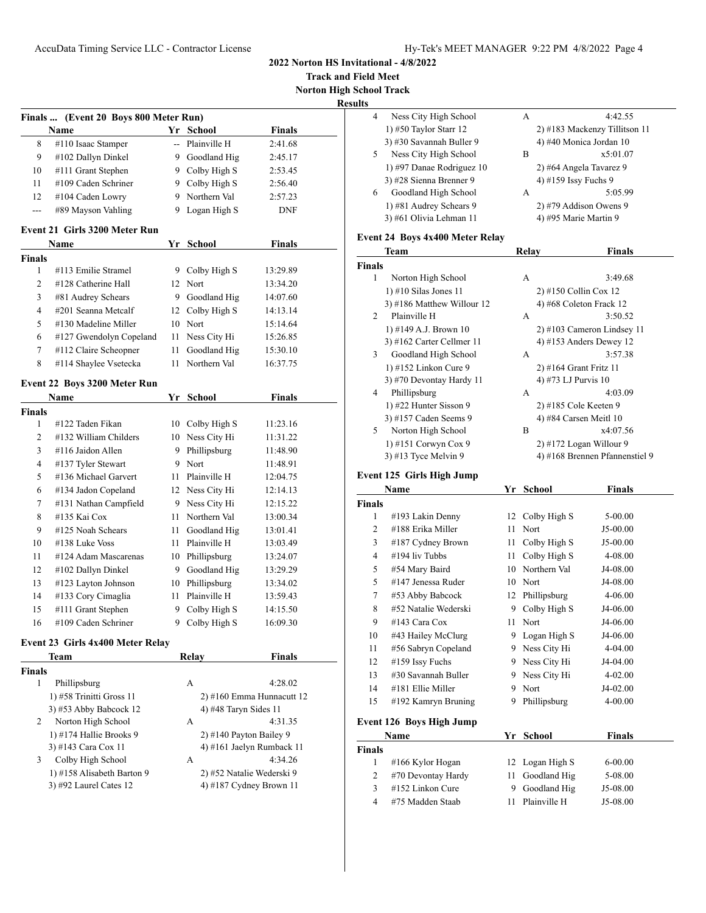# 2022 Norton HS Invitational - 4/8/2022

**Track and Field Meet**

**Norton High School Track**

**Results**

### Finals ... (Event 20 Boys 800 Meter Run)

| | Name | Yr | School | Finals |
|---|---|---|---|---|
| 8 | #110 Isaac Stamper | -- | Plainville H | 2:41.68 |
| 9 | #102 Dallyn Dinkel | 9 | Goodland Hig | 2:45.17 |
| 10 | #111 Grant Stephen | 9 | Colby High S | 2:53.45 |
| 11 | #109 Caden Schriner | 9 | Colby High S | 2:56.40 |
| 12 | #104 Caden Lowry | 9 | Northern Val | 2:57.23 |
| --- | #89 Mayson Vahling | 9 | Logan High S | DNF |

### Event 21 Girls 3200 Meter Run

| | Name | Yr | School | Finals |
|---|---|---|---|---|
| **Finals** | | | | |
| 1 | #113 Emilie Stramel | 9 | Colby High S | 13:29.89 |
| 2 | #128 Catherine Hall | 12 | Nort | 13:34.20 |
| 3 | #81 Audrey Schears | 9 | Goodland Hig | 14:07.60 |
| 4 | #201 Seanna Metcalf | 12 | Colby High S | 14:13.14 |
| 5 | #130 Madeline Miller | 10 | Nort | 15:14.64 |
| 6 | #127 Gwendolyn Copeland | 11 | Ness City Hi | 15:26.85 |
| 7 | #112 Claire Scheopner | 11 | Goodland Hig | 15:30.10 |
| 8 | #114 Shaylee Vsetecka | 11 | Northern Val | 16:37.75 |

### Event 22 Boys 3200 Meter Run

| | Name | Yr | School | Finals |
|---|---|---|---|---|
| **Finals** | | | | |
| 1 | #122 Taden Fikan | 10 | Colby High S | 11:23.16 |
| 2 | #132 William Childers | 10 | Ness City Hi | 11:31.22 |
| 3 | #116 Jaidon Allen | 9 | Phillipsburg | 11:48.90 |
| 4 | #137 Tyler Stewart | 9 | Nort | 11:48.91 |
| 5 | #136 Michael Garvert | 11 | Plainville H | 12:04.75 |
| 6 | #134 Jadon Copeland | 12 | Ness City Hi | 12:14.13 |
| 7 | #131 Nathan Campfield | 9 | Ness City Hi | 12:15.22 |
| 8 | #135 Kai Cox | 11 | Northern Val | 13:00.34 |
| 9 | #125 Noah Schears | 11 | Goodland Hig | 13:01.41 |
| 10 | #138 Luke Voss | 11 | Plainville H | 13:03.49 |
| 11 | #124 Adam Mascarenas | 10 | Phillipsburg | 13:24.07 |
| 12 | #102 Dallyn Dinkel | 9 | Goodland Hig | 13:29.29 |
| 13 | #123 Layton Johnson | 10 | Phillipsburg | 13:34.02 |
| 14 | #133 Cory Cimaglia | 11 | Plainville H | 13:59.43 |
| 15 | #111 Grant Stephen | 9 | Colby High S | 14:15.50 |
| 16 | #109 Caden Schriner | 9 | Colby High S | 16:09.30 |

### Event 23 Girls 4x400 Meter Relay

| | Team | Relay | Finals |
|---|---|---|---|
| **Finals** | | | |
| 1 | Phillipsburg | A | 4:28.02 |
| | 1) #58 Trinitti Gross 11 | 2) #160 Emma Hunnacutt 12 | |
| | 3) #53 Abby Babcock 12 | 4) #48 Taryn Sides 11 | |
| 2 | Norton High School | A | 4:31.35 |
| | 1) #174 Hallie Brooks 9 | 2) #140 Payton Bailey 9 | |
| | 3) #143 Cara Cox 11 | 4) #161 Jaelyn Rumback 11 | |
| 3 | Colby High School | A | 4:34.26 |
| | 1) #158 Alisabeth Barton 9 | 2) #52 Natalie Wederski 9 | |
| | 3) #92 Laurel Cates 12 | 4) #187 Cydney Brown 11 | |
| 4 | Ness City High School | A | 4:42.55 |
| | 1) #50 Taylor Starr 12 | 2) #183 Mackenzy Tillitson 11 | |
| | 3) #30 Savannah Buller 9 | 4) #40 Monica Jordan 10 | |
| 5 | Ness City High School | B | x5:01.07 |
| | 1) #97 Danae Rodriguez 10 | 2) #64 Angela Tavarez 9 | |
| | 3) #28 Sienna Brenner 9 | 4) #159 Issy Fuchs 9 | |
| 6 | Goodland High School | A | 5:05.99 |
| | 1) #81 Audrey Schears 9 | 2) #79 Addison Owens 9 | |
| | 3) #61 Olivia Lehman 11 | 4) #95 Marie Martin 9 | |

### Event 24 Boys 4x400 Meter Relay

| | Team | Relay | Finals |
|---|---|---|---|
| **Finals** | | | |
| 1 | Norton High School | A | 3:49.68 |
| | 1) #10 Silas Jones 11 | 2) #150 Collin Cox 12 | |
| | 3) #186 Matthew Willour 12 | 4) #68 Coleton Frack 12 | |
| 2 | Plainville H | A | 3:50.52 |
| | 1) #149 A.J. Brown 10 | 2) #103 Cameron Lindsey 11 | |
| | 3) #162 Carter Cellmer 11 | 4) #153 Anders Dewey 12 | |
| 3 | Goodland High School | A | 3:57.38 |
| | 1) #152 Linkon Cure 9 | 2) #164 Grant Fritz 11 | |
| | 3) #70 Devontay Hardy 11 | 4) #73 LJ Purvis 10 | |
| 4 | Phillipsburg | A | 4:03.09 |
| | 1) #22 Hunter Sisson 9 | 2) #185 Cole Keeten 9 | |
| | 3) #157 Caden Seems 9 | 4) #84 Carsen Meitl 10 | |
| 5 | Norton High School | B | x4:07.56 |
| | 1) #151 Corwyn Cox 9 | 2) #172 Logan Willour 9 | |
| | 3) #13 Tyce Melvin 9 | 4) #168 Brennen Pfannenstiel 9 | |

### Event 125 Girls High Jump

| | Name | Yr | School | Finals |
|---|---|---|---|---|
| **Finals** | | | | |
| 1 | #193 Lakin Denny | 12 | Colby High S | 5-00.00 |
| 2 | #188 Erika Miller | 11 | Nort | J5-00.00 |
| 3 | #187 Cydney Brown | 11 | Colby High S | J5-00.00 |
| 4 | #194 liv Tubbs | 11 | Colby High S | 4-08.00 |
| 5 | #54 Mary Baird | 10 | Northern Val | J4-08.00 |
| 5 | #147 Jenessa Ruder | 10 | Nort | J4-08.00 |
| 7 | #53 Abby Babcock | 12 | Phillipsburg | 4-06.00 |
| 8 | #52 Natalie Wederski | 9 | Colby High S | J4-06.00 |
| 9 | #143 Cara Cox | 11 | Nort | J4-06.00 |
| 10 | #43 Hailey McClurg | 9 | Logan High S | J4-06.00 |
| 11 | #56 Sabryn Copeland | 9 | Ness City Hi | 4-04.00 |
| 12 | #159 Issy Fuchs | 9 | Ness City Hi | J4-04.00 |
| 13 | #30 Savannah Buller | 9 | Ness City Hi | 4-02.00 |
| 14 | #181 Ellie Miller | 9 | Nort | J4-02.00 |
| 15 | #192 Kamryn Bruning | 9 | Phillipsburg | 4-00.00 |

### Event 126 Boys High Jump

| | Name | Yr | School | Finals |
|---|---|---|---|---|
| **Finals** | | | | |
| 1 | #166 Kylor Hogan | 12 | Logan High S | 6-00.00 |
| 2 | #70 Devontay Hardy | 11 | Goodland Hig | 5-08.00 |
| 3 | #152 Linkon Cure | 9 | Goodland Hig | J5-08.00 |
| 4 | #75 Madden Staab | 11 | Plainville H | J5-08.00 |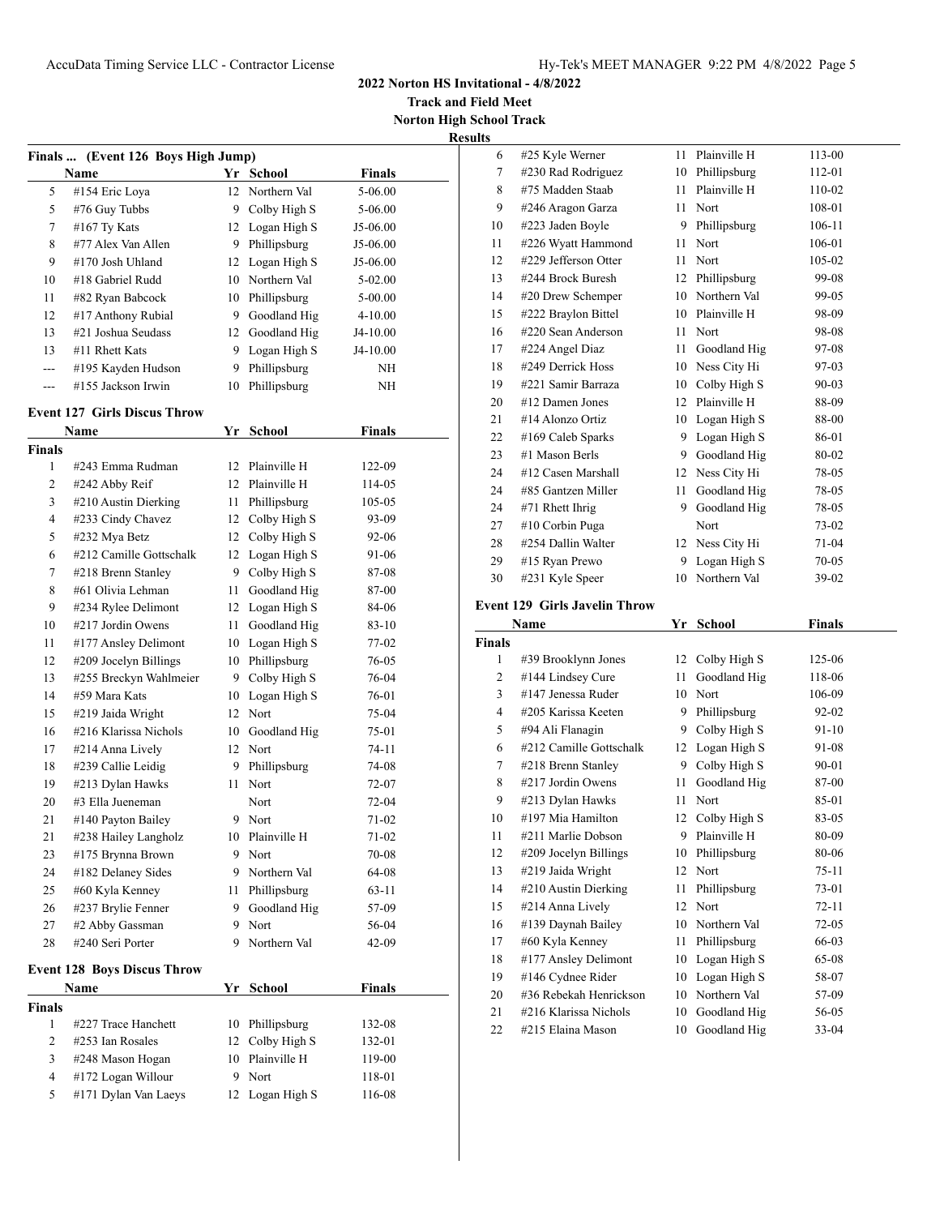**2022 Norton HS Invitational - 4/8/2022**

**Track and Field Meet**

**Norton High School Track**

**Results**

### Finals ... (Event 126 Boys High Jump)

| | Name | Yr | School | Finals |
|---|---|---|---|---|
| 5 | #154 Eric Loya | 12 | Northern Val | 5-06.00 |
| 5 | #76 Guy Tubbs | 9 | Colby High S | 5-06.00 |
| 7 | #167 Ty Kats | 12 | Logan High S | J5-06.00 |
| 8 | #77 Alex Van Allen | 9 | Phillipsburg | J5-06.00 |
| 9 | #170 Josh Uhland | 12 | Logan High S | J5-06.00 |
| 10 | #18 Gabriel Rudd | 10 | Northern Val | 5-02.00 |
| 11 | #82 Ryan Babcock | 10 | Phillipsburg | 5-00.00 |
| 12 | #17 Anthony Rubial | 9 | Goodland Hig | 4-10.00 |
| 13 | #21 Joshua Seudass | 12 | Goodland Hig | J4-10.00 |
| 13 | #11 Rhett Kats | 9 | Logan High S | J4-10.00 |
| --- | #195 Kayden Hudson | 9 | Phillipsburg | NH |
| --- | #155 Jackson Irwin | 10 | Phillipsburg | NH |

### Event 127 Girls Discus Throw

| | Name | Yr | School | Finals |
|---|---|---|---|---|
| **Finals** | | | | |
| 1 | #243 Emma Rudman | 12 | Plainville H | 122-09 |
| 2 | #242 Abby Reif | 12 | Plainville H | 114-05 |
| 3 | #210 Austin Dierking | 11 | Phillipsburg | 105-05 |
| 4 | #233 Cindy Chavez | 12 | Colby High S | 93-09 |
| 5 | #232 Mya Betz | 12 | Colby High S | 92-06 |
| 6 | #212 Camille Gottschalk | 12 | Logan High S | 91-06 |
| 7 | #218 Brenn Stanley | 9 | Colby High S | 87-08 |
| 8 | #61 Olivia Lehman | 11 | Goodland Hig | 87-00 |
| 9 | #234 Rylee Delimont | 12 | Logan High S | 84-06 |
| 10 | #217 Jordin Owens | 11 | Goodland Hig | 83-10 |
| 11 | #177 Ansley Delimont | 10 | Logan High S | 77-02 |
| 12 | #209 Jocelyn Billings | 10 | Phillipsburg | 76-05 |
| 13 | #255 Breckyn Wahlmeier | 9 | Colby High S | 76-04 |
| 14 | #59 Mara Kats | 10 | Logan High S | 76-01 |
| 15 | #219 Jaida Wright | 12 | Nort | 75-04 |
| 16 | #216 Klarissa Nichols | 10 | Goodland Hig | 75-01 |
| 17 | #214 Anna Lively | 12 | Nort | 74-11 |
| 18 | #239 Callie Leidig | 9 | Phillipsburg | 74-08 |
| 19 | #213 Dylan Hawks | 11 | Nort | 72-07 |
| 20 | #3 Ella Jueneman | | Nort | 72-04 |
| 21 | #140 Payton Bailey | 9 | Nort | 71-02 |
| 21 | #238 Hailey Langholz | 10 | Plainville H | 71-02 |
| 23 | #175 Brynna Brown | 9 | Nort | 70-08 |
| 24 | #182 Delaney Sides | 9 | Northern Val | 64-08 |
| 25 | #60 Kyla Kenney | 11 | Phillipsburg | 63-11 |
| 26 | #237 Brylie Fenner | 9 | Goodland Hig | 57-09 |
| 27 | #2 Abby Gassman | 9 | Nort | 56-04 |
| 28 | #240 Seri Porter | 9 | Northern Val | 42-09 |

### Event 128 Boys Discus Throw

| | Name | Yr | School | Finals |
|---|---|---|---|---|
| **Finals** | | | | |
| 1 | #227 Trace Hanchett | 10 | Phillipsburg | 132-08 |
| 2 | #253 Ian Rosales | 12 | Colby High S | 132-01 |
| 3 | #248 Mason Hogan | 10 | Plainville H | 119-00 |
| 4 | #172 Logan Willour | 9 | Nort | 118-01 |
| 5 | #171 Dylan Van Laeys | 12 | Logan High S | 116-08 |
| 6 | #25 Kyle Werner | 11 | Plainville H | 113-00 |
| 7 | #230 Rad Rodriguez | 10 | Phillipsburg | 112-01 |
| 8 | #75 Madden Staab | 11 | Plainville H | 110-02 |
| 9 | #246 Aragon Garza | 11 | Nort | 108-01 |
| 10 | #223 Jaden Boyle | 9 | Phillipsburg | 106-11 |
| 11 | #226 Wyatt Hammond | 11 | Nort | 106-01 |
| 12 | #229 Jefferson Otter | 11 | Nort | 105-02 |
| 13 | #244 Brock Buresh | 12 | Phillipsburg | 99-08 |
| 14 | #20 Drew Schemper | 10 | Northern Val | 99-05 |
| 15 | #222 Braylon Bittel | 10 | Plainville H | 98-09 |
| 16 | #220 Sean Anderson | 11 | Nort | 98-08 |
| 17 | #224 Angel Diaz | 11 | Goodland Hig | 97-08 |
| 18 | #249 Derrick Hoss | 10 | Ness City Hi | 97-03 |
| 19 | #221 Samir Barraza | 10 | Colby High S | 90-03 |
| 20 | #12 Damen Jones | 12 | Plainville H | 88-09 |
| 21 | #14 Alonzo Ortiz | 10 | Logan High S | 88-00 |
| 22 | #169 Caleb Sparks | 9 | Logan High S | 86-01 |
| 23 | #1 Mason Berls | 9 | Goodland Hig | 80-02 |
| 24 | #12 Casen Marshall | 12 | Ness City Hi | 78-05 |
| 24 | #85 Gantzen Miller | 11 | Goodland Hig | 78-05 |
| 24 | #71 Rhett Ihrig | 9 | Goodland Hig | 78-05 |
| 27 | #10 Corbin Puga | | Nort | 73-02 |
| 28 | #254 Dallin Walter | 12 | Ness City Hi | 71-04 |
| 29 | #15 Ryan Prewo | 9 | Logan High S | 70-05 |
| 30 | #231 Kyle Speer | 10 | Northern Val | 39-02 |

### Event 129 Girls Javelin Throw

| | Name | Yr | School | Finals |
|---|---|---|---|---|
| **Finals** | | | | |
| 1 | #39 Brooklynn Jones | 12 | Colby High S | 125-06 |
| 2 | #144 Lindsey Cure | 11 | Goodland Hig | 118-06 |
| 3 | #147 Jenessa Ruder | 10 | Nort | 106-09 |
| 4 | #205 Karissa Keeten | 9 | Phillipsburg | 92-02 |
| 5 | #94 Ali Flanagin | 9 | Colby High S | 91-10 |
| 6 | #212 Camille Gottschalk | 12 | Logan High S | 91-08 |
| 7 | #218 Brenn Stanley | 9 | Colby High S | 90-01 |
| 8 | #217 Jordin Owens | 11 | Goodland Hig | 87-00 |
| 9 | #213 Dylan Hawks | 11 | Nort | 85-01 |
| 10 | #197 Mia Hamilton | 12 | Colby High S | 83-05 |
| 11 | #211 Marlie Dobson | 9 | Plainville H | 80-09 |
| 12 | #209 Jocelyn Billings | 10 | Phillipsburg | 80-06 |
| 13 | #219 Jaida Wright | 12 | Nort | 75-11 |
| 14 | #210 Austin Dierking | 11 | Phillipsburg | 73-01 |
| 15 | #214 Anna Lively | 12 | Nort | 72-11 |
| 16 | #139 Daynah Bailey | 10 | Northern Val | 72-05 |
| 17 | #60 Kyla Kenney | 11 | Phillipsburg | 66-03 |
| 18 | #177 Ansley Delimont | 10 | Logan High S | 65-08 |
| 19 | #146 Cydnee Rider | 10 | Logan High S | 58-07 |
| 20 | #36 Rebekah Henrickson | 10 | Northern Val | 57-09 |
| 21 | #216 Klarissa Nichols | 10 | Goodland Hig | 56-05 |
| 22 | #215 Elaina Mason | 10 | Goodland Hig | 33-04 |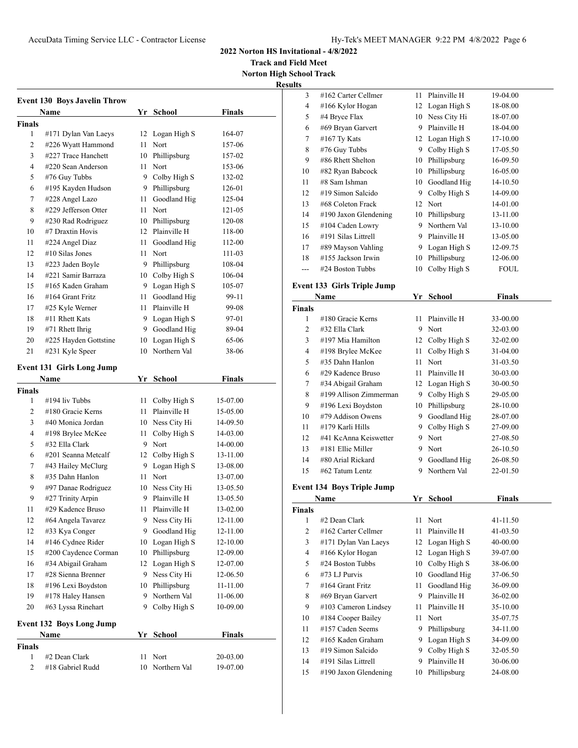**2022 Norton HS Invitational - 4/8/2022**

**Track and Field Meet**

**Norton High School Track**

**Results**

### Event 130 Boys Javelin Throw

| | Name | Yr | School | Finals |
|---|---|---|---|---|
| **Finals** | | | | |
| 1 | #171 Dylan Van Laeys | 12 | Logan High S | 164-07 |
| 2 | #226 Wyatt Hammond | 11 | Nort | 157-06 |
| 3 | #227 Trace Hanchett | 10 | Phillipsburg | 157-02 |
| 4 | #220 Sean Anderson | 11 | Nort | 153-06 |
| 5 | #76 Guy Tubbs | 9 | Colby High S | 132-02 |
| 6 | #195 Kayden Hudson | 9 | Phillipsburg | 126-01 |
| 7 | #228 Angel Lazo | 11 | Goodland Hig | 125-04 |
| 8 | #229 Jefferson Otter | 11 | Nort | 121-05 |
| 9 | #230 Rad Rodriguez | 10 | Phillipsburg | 120-08 |
| 10 | #7 Draxtin Hovis | 12 | Plainville H | 118-00 |
| 11 | #224 Angel Diaz | 11 | Goodland Hig | 112-00 |
| 12 | #10 Silas Jones | 11 | Nort | 111-03 |
| 13 | #223 Jaden Boyle | 9 | Phillipsburg | 108-04 |
| 14 | #221 Samir Barraza | 10 | Colby High S | 106-04 |
| 15 | #165 Kaden Graham | 9 | Logan High S | 105-07 |
| 16 | #164 Grant Fritz | 11 | Goodland Hig | 99-11 |
| 17 | #25 Kyle Werner | 11 | Plainville H | 99-08 |
| 18 | #11 Rhett Kats | 9 | Logan High S | 97-01 |
| 19 | #71 Rhett Ihrig | 9 | Goodland Hig | 89-04 |
| 20 | #225 Hayden Gottstine | 10 | Logan High S | 65-06 |
| 21 | #231 Kyle Speer | 10 | Northern Val | 38-06 |

### Event 131 Girls Long Jump

| | Name | Yr | School | Finals |
|---|---|---|---|---|
| **Finals** | | | | |
| 1 | #194 liv Tubbs | 11 | Colby High S | 15-07.00 |
| 2 | #180 Gracie Kerns | 11 | Plainville H | 15-05.00 |
| 3 | #40 Monica Jordan | 10 | Ness City Hi | 14-09.50 |
| 4 | #198 Brylee McKee | 11 | Colby High S | 14-03.00 |
| 5 | #32 Ella Clark | 9 | Nort | 14-00.00 |
| 6 | #201 Seanna Metcalf | 12 | Colby High S | 13-11.00 |
| 7 | #43 Hailey McClurg | 9 | Logan High S | 13-08.00 |
| 8 | #35 Dahn Hanlon | 11 | Nort | 13-07.00 |
| 9 | #97 Danae Rodriguez | 10 | Ness City Hi | 13-05.50 |
| 9 | #27 Trinity Arpin | 9 | Plainville H | 13-05.50 |
| 11 | #29 Kadence Bruso | 11 | Plainville H | 13-02.00 |
| 12 | #64 Angela Tavarez | 9 | Ness City Hi | 12-11.00 |
| 12 | #33 Kya Conger | 9 | Goodland Hig | 12-11.00 |
| 14 | #146 Cydnee Rider | 10 | Logan High S | 12-10.00 |
| 15 | #200 Caydence Corman | 10 | Phillipsburg | 12-09.00 |
| 16 | #34 Abigail Graham | 12 | Logan High S | 12-07.00 |
| 17 | #28 Sienna Brenner | 9 | Ness City Hi | 12-06.50 |
| 18 | #196 Lexi Boydston | 10 | Phillipsburg | 11-11.00 |
| 19 | #178 Haley Hansen | 9 | Northern Val | 11-06.00 |
| 20 | #63 Lyssa Rinehart | 9 | Colby High S | 10-09.00 |

### Event 132 Boys Long Jump

| | Name | Yr | School | Finals |
|---|---|---|---|---|
| **Finals** | | | | |
| 1 | #2 Dean Clark | 11 | Nort | 20-03.00 |
| 2 | #18 Gabriel Rudd | 10 | Northern Val | 19-07.00 |
| 3 | #162 Carter Cellmer | 11 | Plainville H | 19-04.00 |
| 4 | #166 Kylor Hogan | 12 | Logan High S | 18-08.00 |
| 5 | #4 Bryce Flax | 10 | Ness City Hi | 18-07.00 |
| 6 | #69 Bryan Garvert | 9 | Plainville H | 18-04.00 |
| 7 | #167 Ty Kats | 12 | Logan High S | 17-10.00 |
| 8 | #76 Guy Tubbs | 9 | Colby High S | 17-05.50 |
| 9 | #86 Rhett Shelton | 10 | Phillipsburg | 16-09.50 |
| 10 | #82 Ryan Babcock | 10 | Phillipsburg | 16-05.00 |
| 11 | #8 Sam Ishman | 10 | Goodland Hig | 14-10.50 |
| 12 | #19 Simon Salcido | 9 | Colby High S | 14-09.00 |
| 13 | #68 Coleton Frack | 12 | Nort | 14-01.00 |
| 14 | #190 Jaxon Glendening | 10 | Phillipsburg | 13-11.00 |
| 15 | #104 Caden Lowry | 9 | Northern Val | 13-10.00 |
| 16 | #191 Silas Littrell | 9 | Plainville H | 13-05.00 |
| 17 | #89 Mayson Vahling | 9 | Logan High S | 12-09.75 |
| 18 | #155 Jackson Irwin | 10 | Phillipsburg | 12-06.00 |
| --- | #24 Boston Tubbs | 10 | Colby High S | FOUL |

### Event 133 Girls Triple Jump

| | Name | Yr | School | Finals |
|---|---|---|---|---|
| **Finals** | | | | |
| 1 | #180 Gracie Kerns | 11 | Plainville H | 33-00.00 |
| 2 | #32 Ella Clark | 9 | Nort | 32-03.00 |
| 3 | #197 Mia Hamilton | 12 | Colby High S | 32-02.00 |
| 4 | #198 Brylee McKee | 11 | Colby High S | 31-04.00 |
| 5 | #35 Dahn Hanlon | 11 | Nort | 31-03.50 |
| 6 | #29 Kadence Bruso | 11 | Plainville H | 30-03.00 |
| 7 | #34 Abigail Graham | 12 | Logan High S | 30-00.50 |
| 8 | #199 Allison Zimmerman | 9 | Colby High S | 29-05.00 |
| 9 | #196 Lexi Boydston | 10 | Phillipsburg | 28-10.00 |
| 10 | #79 Addison Owens | 9 | Goodland Hig | 28-07.00 |
| 11 | #179 Karli Hills | 9 | Colby High S | 27-09.00 |
| 12 | #41 KcAnna Keiswetter | 9 | Nort | 27-08.50 |
| 13 | #181 Ellie Miller | 9 | Nort | 26-10.50 |
| 14 | #80 Arial Rickard | 9 | Goodland Hig | 26-08.50 |
| 15 | #62 Tatum Lentz | 9 | Northern Val | 22-01.50 |

### Event 134 Boys Triple Jump

| | Name | Yr | School | Finals |
|---|---|---|---|---|
| **Finals** | | | | |
| 1 | #2 Dean Clark | 11 | Nort | 41-11.50 |
| 2 | #162 Carter Cellmer | 11 | Plainville H | 41-03.50 |
| 3 | #171 Dylan Van Laeys | 12 | Logan High S | 40-00.00 |
| 4 | #166 Kylor Hogan | 12 | Logan High S | 39-07.00 |
| 5 | #24 Boston Tubbs | 10 | Colby High S | 38-06.00 |
| 6 | #73 LJ Purvis | 10 | Goodland Hig | 37-06.50 |
| 7 | #164 Grant Fritz | 11 | Goodland Hig | 36-09.00 |
| 8 | #69 Bryan Garvert | 9 | Plainville H | 36-02.00 |
| 9 | #103 Cameron Lindsey | 11 | Plainville H | 35-10.00 |
| 10 | #184 Cooper Bailey | 11 | Nort | 35-07.75 |
| 11 | #157 Caden Seems | 9 | Phillipsburg | 34-11.00 |
| 12 | #165 Kaden Graham | 9 | Logan High S | 34-09.00 |
| 13 | #19 Simon Salcido | 9 | Colby High S | 32-05.50 |
| 14 | #191 Silas Littrell | 9 | Plainville H | 30-06.00 |
| 15 | #190 Jaxon Glendening | 10 | Phillipsburg | 24-08.00 |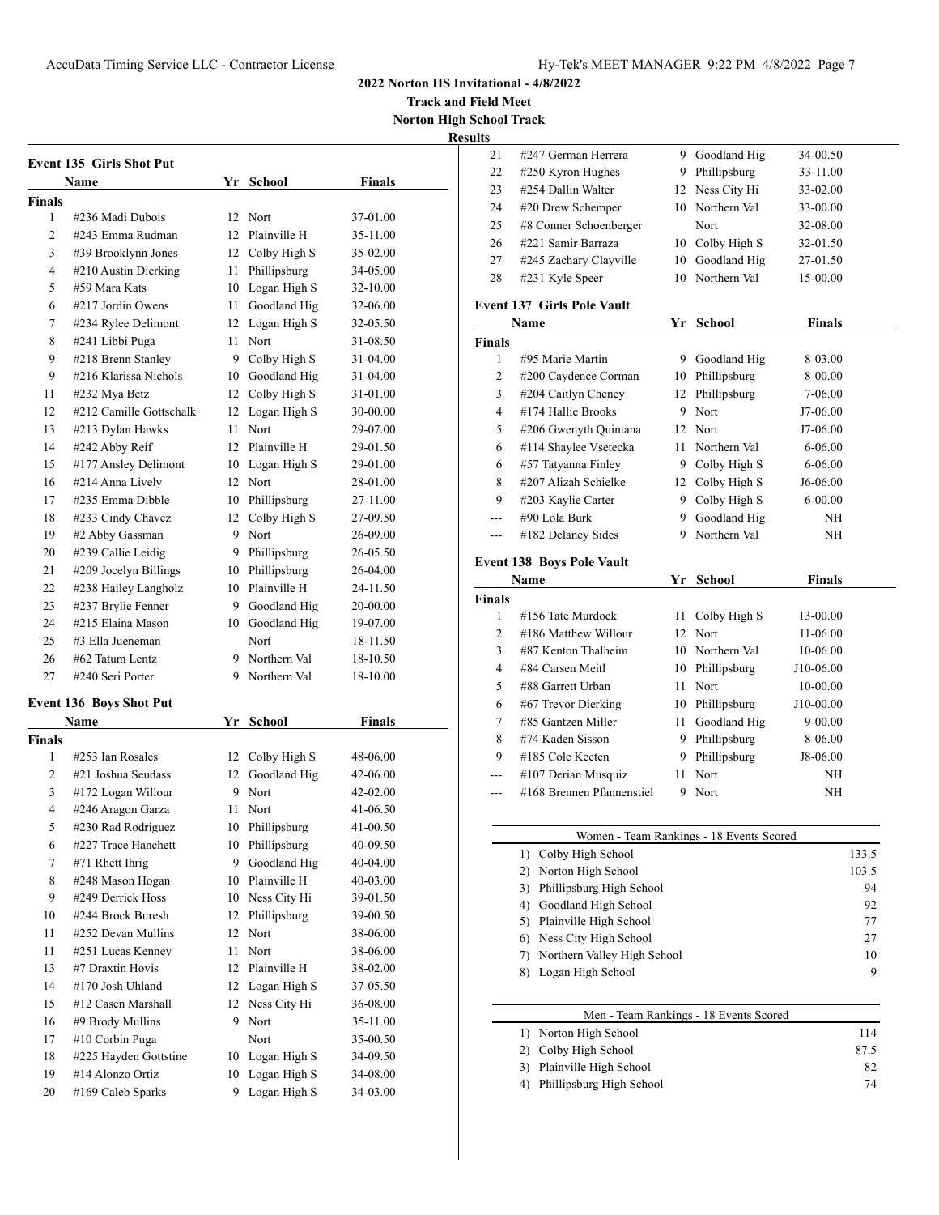**2022 Norton HS Invitational - 4/8/2022**

**Track and Field Meet**

**Norton High School Track**

**Results**

### Event 135 Girls Shot Put

| | Name | Yr | School | Finals |
|---|---|---|---|---|
| **Finals** | | | | |
| 1 | #236 Madi Dubois | 12 | Nort | 37-01.00 |
| 2 | #243 Emma Rudman | 12 | Plainville H | 35-11.00 |
| 3 | #39 Brooklynn Jones | 12 | Colby High S | 35-02.00 |
| 4 | #210 Austin Dierking | 11 | Phillipsburg | 34-05.00 |
| 5 | #59 Mara Kats | 10 | Logan High S | 32-10.00 |
| 6 | #217 Jordin Owens | 11 | Goodland Hig | 32-06.00 |
| 7 | #234 Rylee Delimont | 12 | Logan High S | 32-05.50 |
| 8 | #241 Libbi Puga | 11 | Nort | 31-08.50 |
| 9 | #218 Brenn Stanley | 9 | Colby High S | 31-04.00 |
| 9 | #216 Klarissa Nichols | 10 | Goodland Hig | 31-04.00 |
| 11 | #232 Mya Betz | 12 | Colby High S | 31-01.00 |
| 12 | #212 Camille Gottschalk | 12 | Logan High S | 30-00.00 |
| 13 | #213 Dylan Hawks | 11 | Nort | 29-07.00 |
| 14 | #242 Abby Reif | 12 | Plainville H | 29-01.50 |
| 15 | #177 Ansley Delimont | 10 | Logan High S | 29-01.00 |
| 16 | #214 Anna Lively | 12 | Nort | 28-01.00 |
| 17 | #235 Emma Dibble | 10 | Phillipsburg | 27-11.00 |
| 18 | #233 Cindy Chavez | 12 | Colby High S | 27-09.50 |
| 19 | #2 Abby Gassman | 9 | Nort | 26-09.00 |
| 20 | #239 Callie Leidig | 9 | Phillipsburg | 26-05.50 |
| 21 | #209 Jocelyn Billings | 10 | Phillipsburg | 26-04.00 |
| 22 | #238 Hailey Langholz | 10 | Plainville H | 24-11.50 |
| 23 | #237 Brylie Fenner | 9 | Goodland Hig | 20-00.00 |
| 24 | #215 Elaina Mason | 10 | Goodland Hig | 19-07.00 |
| 25 | #3 Ella Jueneman | | Nort | 18-11.50 |
| 26 | #62 Tatum Lentz | 9 | Northern Val | 18-10.50 |
| 27 | #240 Seri Porter | 9 | Northern Val | 18-10.00 |

### Event 136 Boys Shot Put

| | Name | Yr | School | Finals |
|---|---|---|---|---|
| **Finals** | | | | |
| 1 | #253 Ian Rosales | 12 | Colby High S | 48-06.00 |
| 2 | #21 Joshua Seudass | 12 | Goodland Hig | 42-06.00 |
| 3 | #172 Logan Willour | 9 | Nort | 42-02.00 |
| 4 | #246 Aragon Garza | 11 | Nort | 41-06.50 |
| 5 | #230 Rad Rodriguez | 10 | Phillipsburg | 41-00.50 |
| 6 | #227 Trace Hanchett | 10 | Phillipsburg | 40-09.50 |
| 7 | #71 Rhett Ihrig | 9 | Goodland Hig | 40-04.00 |
| 8 | #248 Mason Hogan | 10 | Plainville H | 40-03.00 |
| 9 | #249 Derrick Hoss | 10 | Ness City Hi | 39-01.50 |
| 10 | #244 Brock Buresh | 12 | Phillipsburg | 39-00.50 |
| 11 | #252 Devan Mullins | 12 | Nort | 38-06.00 |
| 11 | #251 Lucas Kenney | 11 | Nort | 38-06.00 |
| 13 | #7 Draxtin Hovis | 12 | Plainville H | 38-02.00 |
| 14 | #170 Josh Uhland | 12 | Logan High S | 37-05.50 |
| 15 | #12 Casen Marshall | 12 | Ness City Hi | 36-08.00 |
| 16 | #9 Brody Mullins | 9 | Nort | 35-11.00 |
| 17 | #10 Corbin Puga | | Nort | 35-00.50 |
| 18 | #225 Hayden Gottstine | 10 | Logan High S | 34-09.50 |
| 19 | #14 Alonzo Ortiz | 10 | Logan High S | 34-08.00 |
| 20 | #169 Caleb Sparks | 9 | Logan High S | 34-03.00 |
| 21 | #247 German Herrera | 9 | Goodland Hig | 34-00.50 |
| 22 | #250 Kyron Hughes | 9 | Phillipsburg | 33-11.00 |
| 23 | #254 Dallin Walter | 12 | Ness City Hi | 33-02.00 |
| 24 | #20 Drew Schemper | 10 | Northern Val | 33-00.00 |
| 25 | #8 Conner Schoenberger | | Nort | 32-08.00 |
| 26 | #221 Samir Barraza | 10 | Colby High S | 32-01.50 |
| 27 | #245 Zachary Clayville | 10 | Goodland Hig | 27-01.50 |
| 28 | #231 Kyle Speer | 10 | Northern Val | 15-00.00 |

### Event 137 Girls Pole Vault

| | Name | Yr | School | Finals |
|---|---|---|---|---|
| **Finals** | | | | |
| 1 | #95 Marie Martin | 9 | Goodland Hig | 8-03.00 |
| 2 | #200 Caydence Corman | 10 | Phillipsburg | 8-00.00 |
| 3 | #204 Caitlyn Cheney | 12 | Phillipsburg | 7-06.00 |
| 4 | #174 Hallie Brooks | 9 | Nort | J7-06.00 |
| 5 | #206 Gwenyth Quintana | 12 | Nort | J7-06.00 |
| 6 | #114 Shaylee Vsetecka | 11 | Northern Val | 6-06.00 |
| 6 | #57 Tatyanna Finley | 9 | Colby High S | 6-06.00 |
| 8 | #207 Alizah Schielke | 12 | Colby High S | J6-06.00 |
| 9 | #203 Kaylie Carter | 9 | Colby High S | 6-00.00 |
| --- | #90 Lola Burk | 9 | Goodland Hig | NH |
| --- | #182 Delaney Sides | 9 | Northern Val | NH |

### Event 138 Boys Pole Vault

| | Name | Yr | School | Finals |
|---|---|---|---|---|
| **Finals** | | | | |
| 1 | #156 Tate Murdock | 11 | Colby High S | 13-00.00 |
| 2 | #186 Matthew Willour | 12 | Nort | 11-06.00 |
| 3 | #87 Kenton Thalheim | 10 | Northern Val | 10-06.00 |
| 4 | #84 Carsen Meitl | 10 | Phillipsburg | J10-06.00 |
| 5 | #88 Garrett Urban | 11 | Nort | 10-00.00 |
| 6 | #67 Trevor Dierking | 10 | Phillipsburg | J10-00.00 |
| 7 | #85 Gantzen Miller | 11 | Goodland Hig | 9-00.00 |
| 8 | #74 Kaden Sisson | 9 | Phillipsburg | 8-06.00 |
| 9 | #185 Cole Keeten | 9 | Phillipsburg | J8-06.00 |
| --- | #107 Derian Musquiz | 11 | Nort | NH |
| --- | #168 Brennen Pfannenstiel | 9 | Nort | NH |

| Women - Team Rankings - 18 Events Scored | |
|---|---|
| 1) Colby High School | 133.5 |
| 2) Norton High School | 103.5 |
| 3) Phillipsburg High School | 94 |
| 4) Goodland High School | 92 |
| 5) Plainville High School | 77 |
| 6) Ness City High School | 27 |
| 7) Northern Valley High School | 10 |
| 8) Logan High School | 9 |

| Men - Team Rankings - 18 Events Scored | |
|---|---|
| 1) Norton High School | 114 |
| 2) Colby High School | 87.5 |
| 3) Plainville High School | 82 |
| 4) Phillipsburg High School | 74 |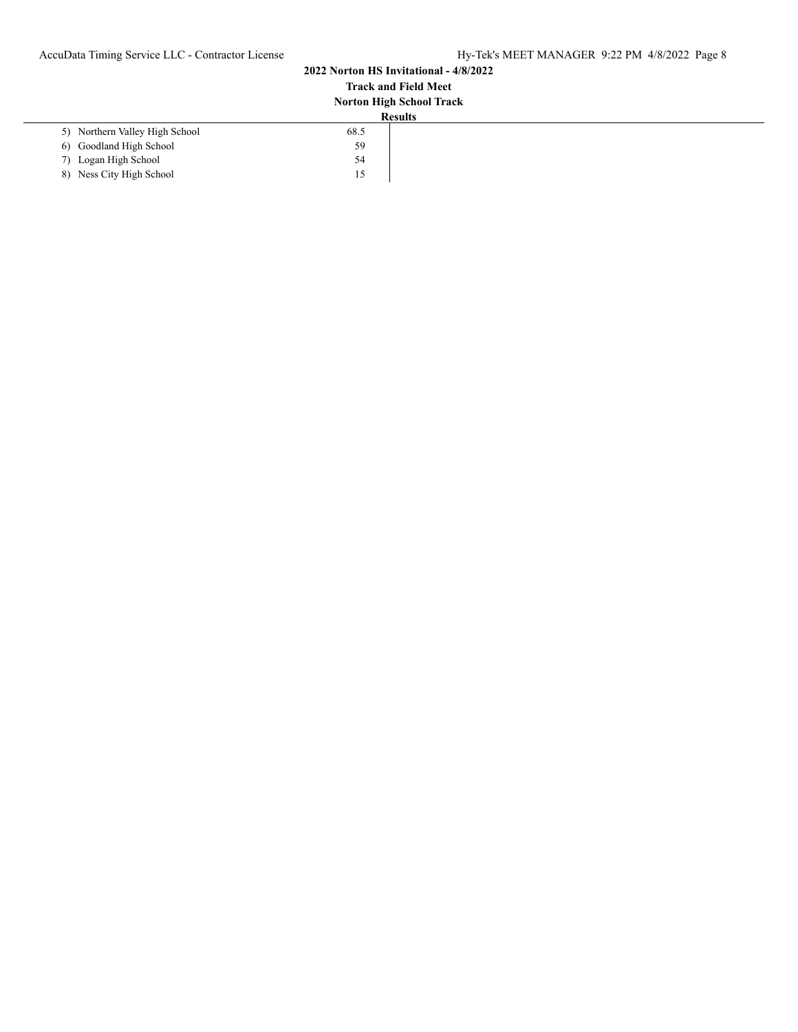| | |
|---|---|
| 5) Northern Valley High School | 68.5 |
| 6) Goodland High School | 59 |
| 7) Logan High School | 54 |
| 8) Ness City High School | 15 |